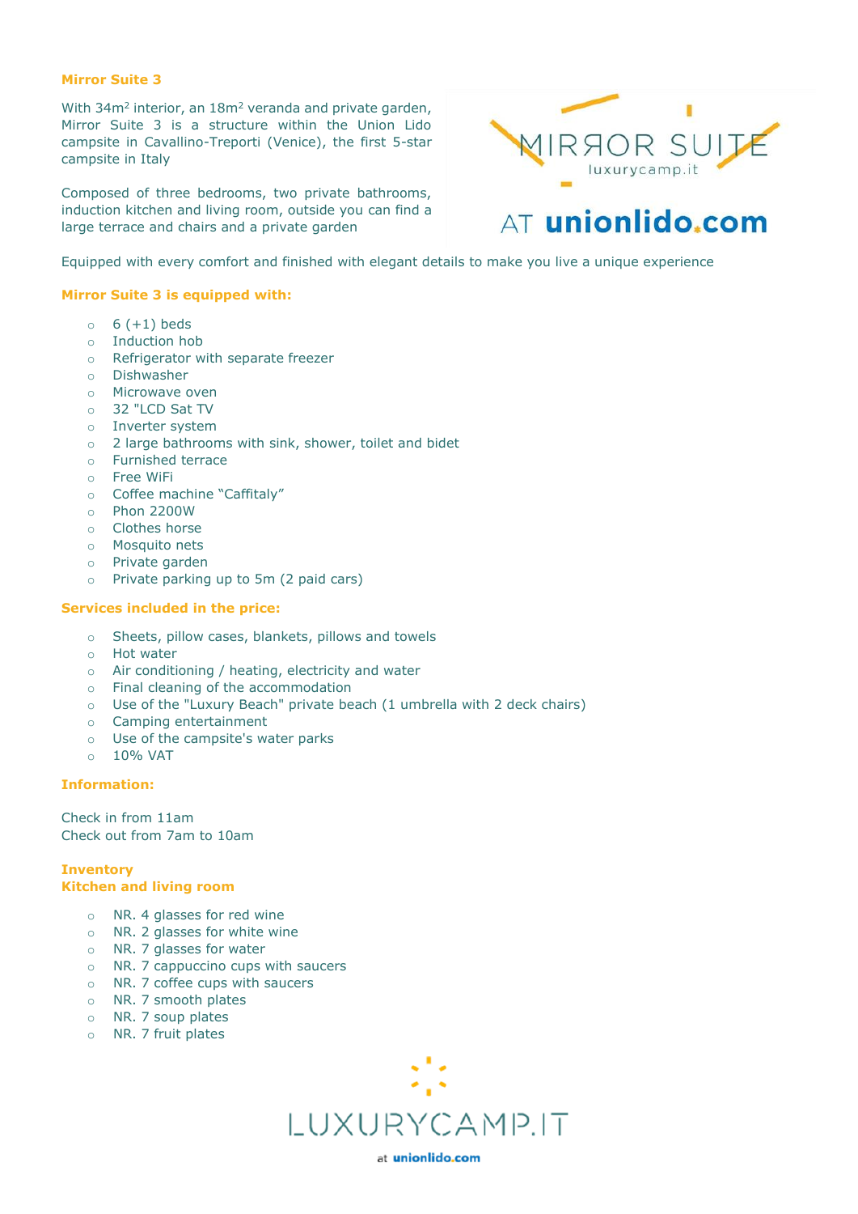## Mirror Suite 3

With 34m² interior, an 18m² veranda and private garden, Mirror Suite 3 is a structure within the Union Lido campsite in Cavallino-Treporti (Venice), the first 5-star campsite in Italy

Composed of three bedrooms, two private bathrooms, induction kitchen and living room, outside you can find a large terrace and chairs and a private garden

Equipped with every comfort and finished with elegant details to make you live a unique experience

### Mirror Suite 3 is equipped with:

- 6 (+1) beds
- Induction hob
- Refrigerator with separate freezer
- Dishwasher
- Microwave oven
- 32 "LCD Sat TV
- Inverter system
- 2 large bathrooms with sink, shower, toilet and bidet
- Furnished terrace
- Free WiFi
- Coffee machine "Caffitaly"
- Phon 2200W
- Clothes horse
- Mosquito nets
- Private garden
- Private parking up to 5m (2 paid cars)

### Services included in the price:

- Sheets, pillow cases, blankets, pillows and towels
- Hot water
- Air conditioning / heating, electricity and water
- Final cleaning of the accommodation
- Use of the "Luxury Beach" private beach (1 umbrella with 2 deck chairs)
- Camping entertainment
- Use of the campsite's water parks
- 10% VAT

### Information:

Check in from 11am
Check out from 7am to 10am

### Inventory
### Kitchen and living room

- NR. 4 glasses for red wine
- NR. 2 glasses for white wine
- NR. 7 glasses for water
- NR. 7 cappuccino cups with saucers
- NR. 7 coffee cups with saucers
- NR. 7 smooth plates
- NR. 7 soup plates
- NR. 7 fruit plates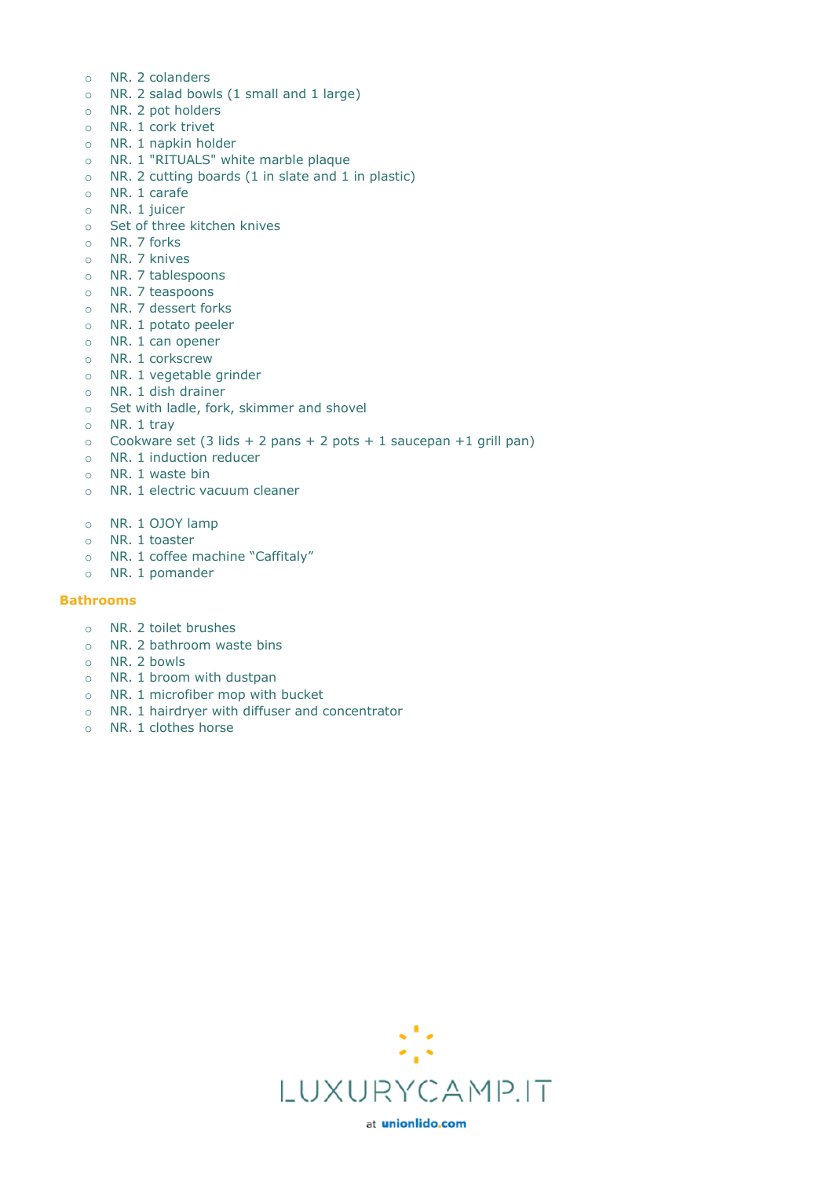- NR. 2 colanders
- NR. 2 salad bowls (1 small and 1 large)
- NR. 2 pot holders
- NR. 1 cork trivet
- NR. 1 napkin holder
- NR. 1 "RITUALS" white marble plaque
- NR. 2 cutting boards (1 in slate and 1 in plastic)
- NR. 1 carafe
- NR. 1 juicer
- Set of three kitchen knives
- NR. 7 forks
- NR. 7 knives
- NR. 7 tablespoons
- NR. 7 teaspoons
- NR. 7 dessert forks
- NR. 1 potato peeler
- NR. 1 can opener
- NR. 1 corkscrew
- NR. 1 vegetable grinder
- NR. 1 dish drainer
- Set with ladle, fork, skimmer and shovel
- NR. 1 tray
- Cookware set (3 lids + 2 pans + 2 pots + 1 saucepan +1 grill pan)
- NR. 1 induction reducer
- NR. 1 waste bin
- NR. 1 electric vacuum cleaner

- NR. 1 OJOY lamp
- NR. 1 toaster
- NR. 1 coffee machine "Caffitaly"
- NR. 1 pomander

**Bathrooms**

- NR. 2 toilet brushes
- NR. 2 bathroom waste bins
- NR. 2 bowls
- NR. 1 broom with dustpan
- NR. 1 microfiber mop with bucket
- NR. 1 hairdryer with diffuser and concentrator
- NR. 1 clothes horse

LUXURYCAMP.IT

at unionlido.com